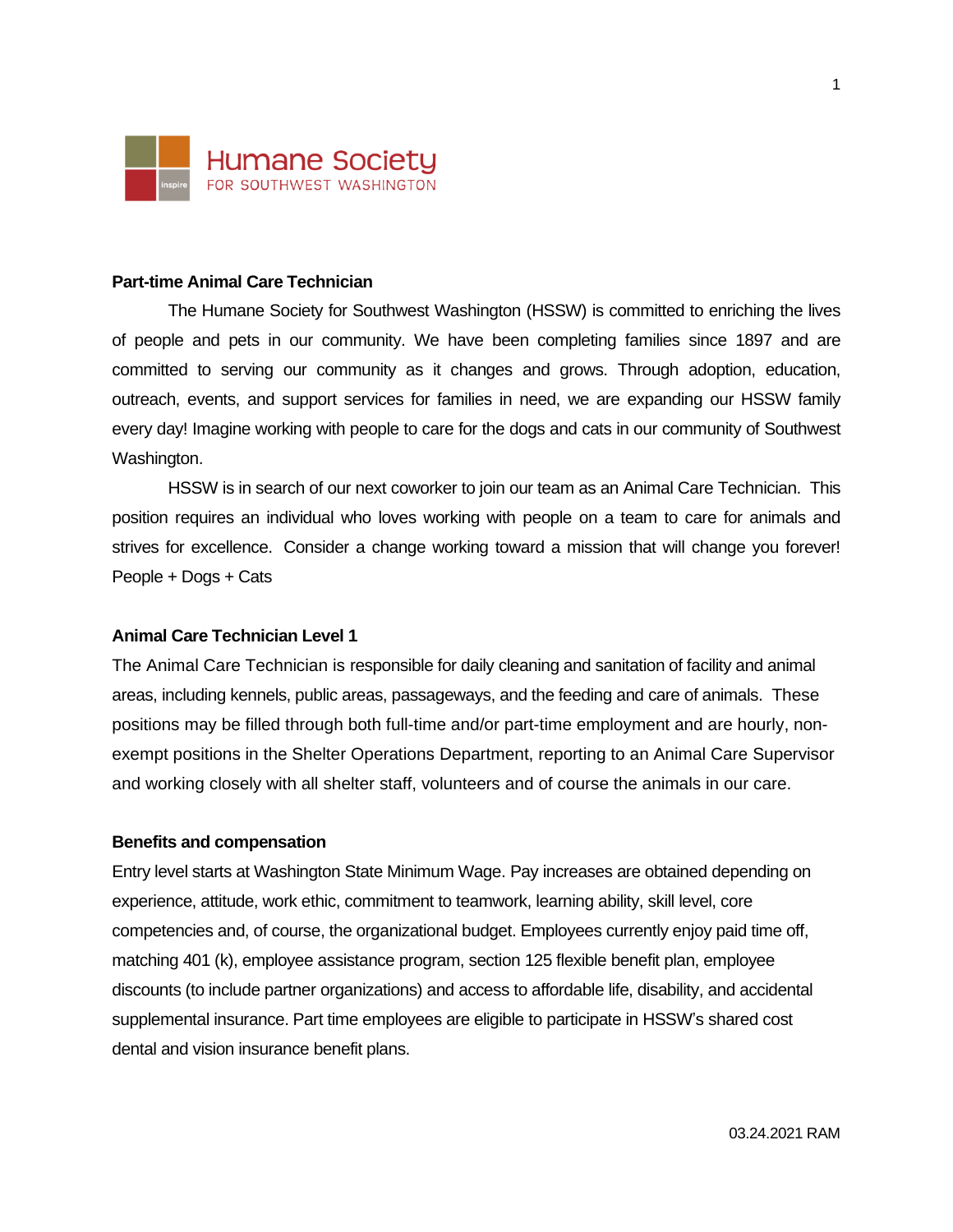Humane Society
FOR SOUTHWEST WASHINGTON

**Part-time Animal Care Technician**

The Humane Society for Southwest Washington (HSSW) is committed to enriching the lives of people and pets in our community. We have been completing families since 1897 and are committed to serving our community as it changes and grows. Through adoption, education, outreach, events, and support services for families in need, we are expanding our HSSW family every day! Imagine working with people to care for the dogs and cats in our community of Southwest Washington.

HSSW is in search of our next coworker to join our team as an Animal Care Technician. This position requires an individual who loves working with people on a team to care for animals and strives for excellence. Consider a change working toward a mission that will change you forever! People + Dogs + Cats

**Animal Care Technician Level 1**

The Animal Care Technician is responsible for daily cleaning and sanitation of facility and animal areas, including kennels, public areas, passageways, and the feeding and care of animals. These positions may be filled through both full-time and/or part-time employment and are hourly, non-exempt positions in the Shelter Operations Department, reporting to an Animal Care Supervisor and working closely with all shelter staff, volunteers and of course the animals in our care.

**Benefits and compensation**

Entry level starts at Washington State Minimum Wage. Pay increases are obtained depending on experience, attitude, work ethic, commitment to teamwork, learning ability, skill level, core competencies and, of course, the organizational budget. Employees currently enjoy paid time off, matching 401 (k), employee assistance program, section 125 flexible benefit plan, employee discounts (to include partner organizations) and access to affordable life, disability, and accidental supplemental insurance. Part time employees are eligible to participate in HSSW's shared cost dental and vision insurance benefit plans.

03.24.2021 RAM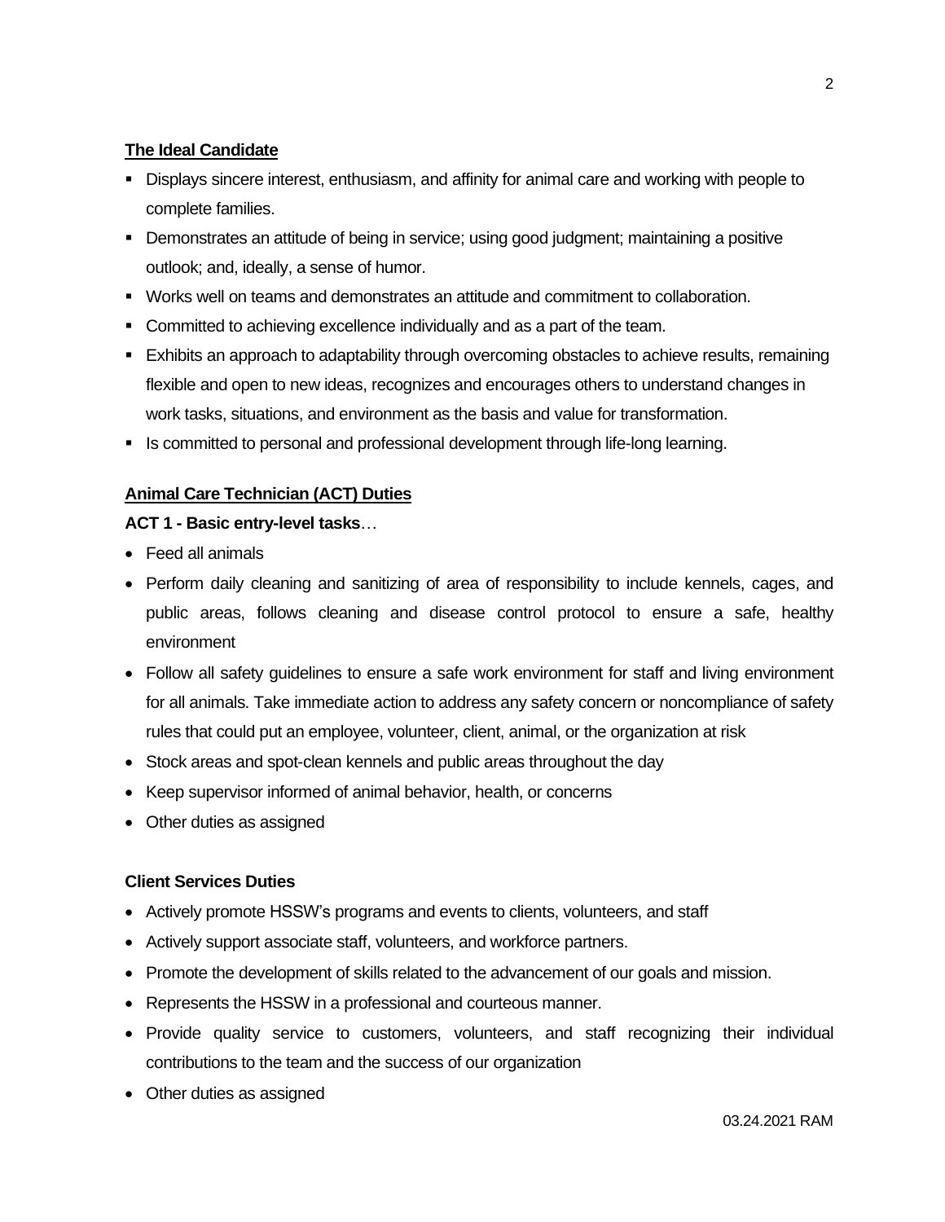## The Ideal Candidate

- Displays sincere interest, enthusiasm, and affinity for animal care and working with people to complete families.
- Demonstrates an attitude of being in service; using good judgment; maintaining a positive outlook; and, ideally, a sense of humor.
- Works well on teams and demonstrates an attitude and commitment to collaboration.
- Committed to achieving excellence individually and as a part of the team.
- Exhibits an approach to adaptability through overcoming obstacles to achieve results, remaining flexible and open to new ideas, recognizes and encourages others to understand changes in work tasks, situations, and environment as the basis and value for transformation.
- Is committed to personal and professional development through life-long learning.

## Animal Care Technician (ACT) Duties

**ACT 1 - Basic entry-level tasks**…

- Feed all animals
- Perform daily cleaning and sanitizing of area of responsibility to include kennels, cages, and public areas, follows cleaning and disease control protocol to ensure a safe, healthy environment
- Follow all safety guidelines to ensure a safe work environment for staff and living environment for all animals. Take immediate action to address any safety concern or noncompliance of safety rules that could put an employee, volunteer, client, animal, or the organization at risk
- Stock areas and spot-clean kennels and public areas throughout the day
- Keep supervisor informed of animal behavior, health, or concerns
- Other duties as assigned

**Client Services Duties**

- Actively promote HSSW's programs and events to clients, volunteers, and staff
- Actively support associate staff, volunteers, and workforce partners.
- Promote the development of skills related to the advancement of our goals and mission.
- Represents the HSSW in a professional and courteous manner.
- Provide quality service to customers, volunteers, and staff recognizing their individual contributions to the team and the success of our organization
- Other duties as assigned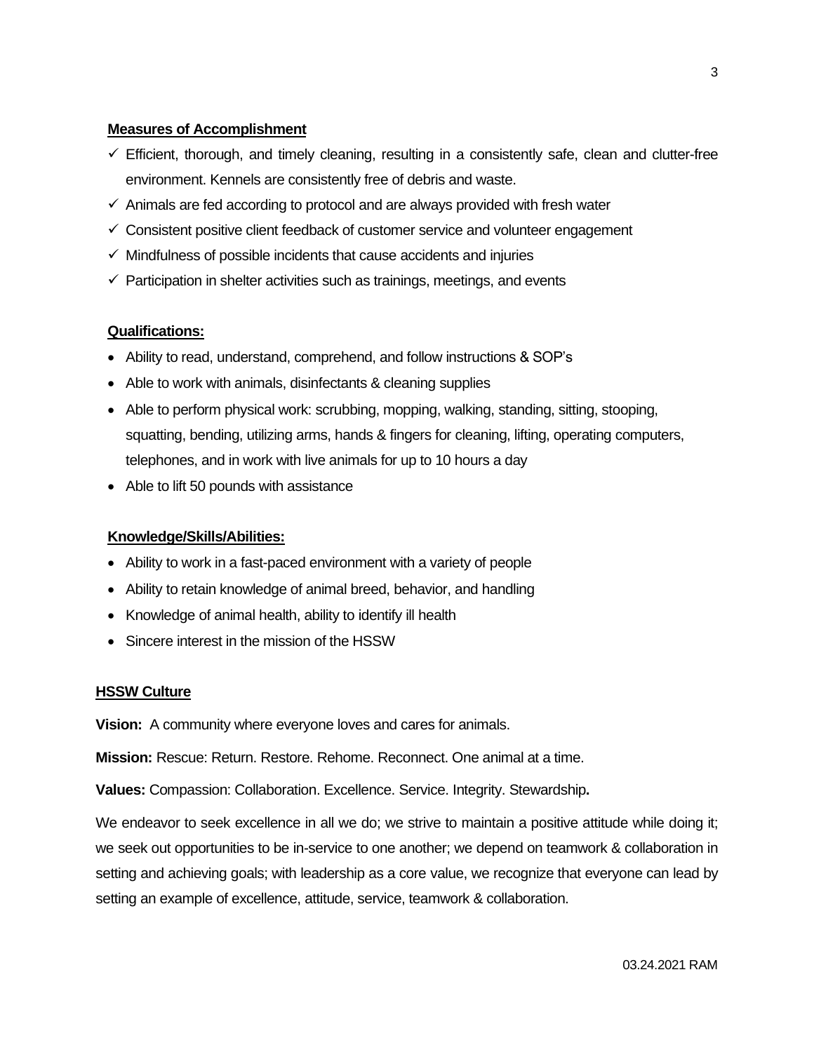**Measures of Accomplishment**

- ✓ Efficient, thorough, and timely cleaning, resulting in a consistently safe, clean and clutter-free environment. Kennels are consistently free of debris and waste.
- ✓ Animals are fed according to protocol and are always provided with fresh water
- ✓ Consistent positive client feedback of customer service and volunteer engagement
- ✓ Mindfulness of possible incidents that cause accidents and injuries
- ✓ Participation in shelter activities such as trainings, meetings, and events

**Qualifications:**

- Ability to read, understand, comprehend, and follow instructions & SOP's
- Able to work with animals, disinfectants & cleaning supplies
- Able to perform physical work: scrubbing, mopping, walking, standing, sitting, stooping, squatting, bending, utilizing arms, hands & fingers for cleaning, lifting, operating computers, telephones, and in work with live animals for up to 10 hours a day
- Able to lift 50 pounds with assistance

**Knowledge/Skills/Abilities:**

- Ability to work in a fast-paced environment with a variety of people
- Ability to retain knowledge of animal breed, behavior, and handling
- Knowledge of animal health, ability to identify ill health
- Sincere interest in the mission of the HSSW

**HSSW Culture**

**Vision:** A community where everyone loves and cares for animals.

**Mission:** Rescue: Return. Restore. Rehome. Reconnect. One animal at a time.

**Values:** Compassion: Collaboration. Excellence. Service. Integrity. Stewardship**.**

We endeavor to seek excellence in all we do; we strive to maintain a positive attitude while doing it; we seek out opportunities to be in-service to one another; we depend on teamwork & collaboration in setting and achieving goals; with leadership as a core value, we recognize that everyone can lead by setting an example of excellence, attitude, service, teamwork & collaboration.

03.24.2021 RAM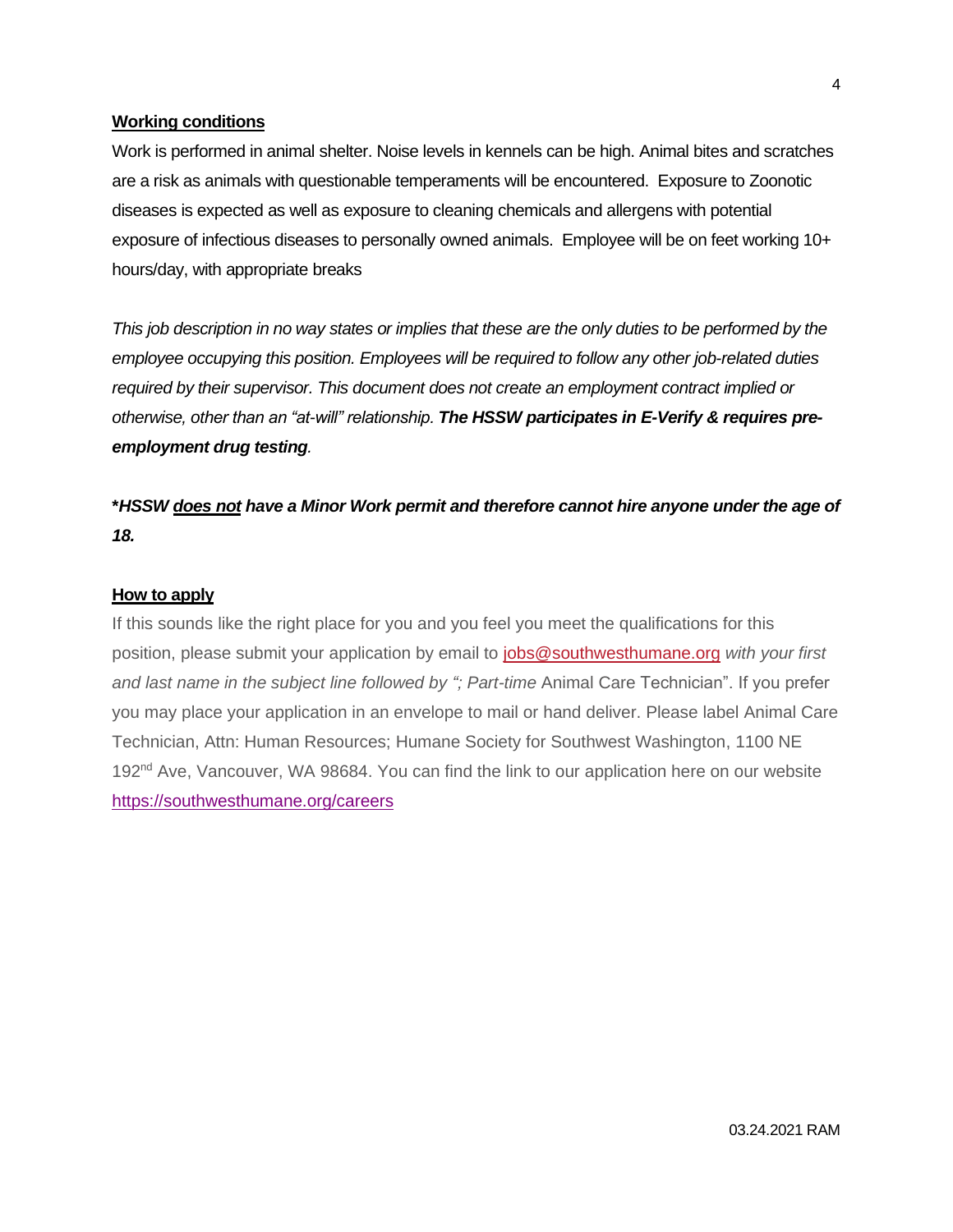**Working conditions**

Work is performed in animal shelter. Noise levels in kennels can be high. Animal bites and scratches are a risk as animals with questionable temperaments will be encountered. Exposure to Zoonotic diseases is expected as well as exposure to cleaning chemicals and allergens with potential exposure of infectious diseases to personally owned animals. Employee will be on feet working 10+ hours/day, with appropriate breaks

*This job description in no way states or implies that these are the only duties to be performed by the employee occupying this position. Employees will be required to follow any other job-related duties required by their supervisor. This document does not create an employment contract implied or otherwise, other than an "at-will" relationship.* ***The HSSW participates in E-Verify & requires pre-employment drug testing****.*

***HSSW <u>does not</u> have a Minor Work permit and therefore cannot hire anyone under the age of 18.***

**How to apply**

If this sounds like the right place for you and you feel you meet the qualifications for this position, please submit your application by email to jobs@southwesthumane.org *with your first and last name in the subject line followed by "; Part-time* Animal Care Technician". If you prefer you may place your application in an envelope to mail or hand deliver. Please label Animal Care Technician, Attn: Human Resources; Humane Society for Southwest Washington, 1100 NE 192nd Ave, Vancouver, WA 98684. You can find the link to our application here on our website https://southwesthumane.org/careers

03.24.2021 RAM